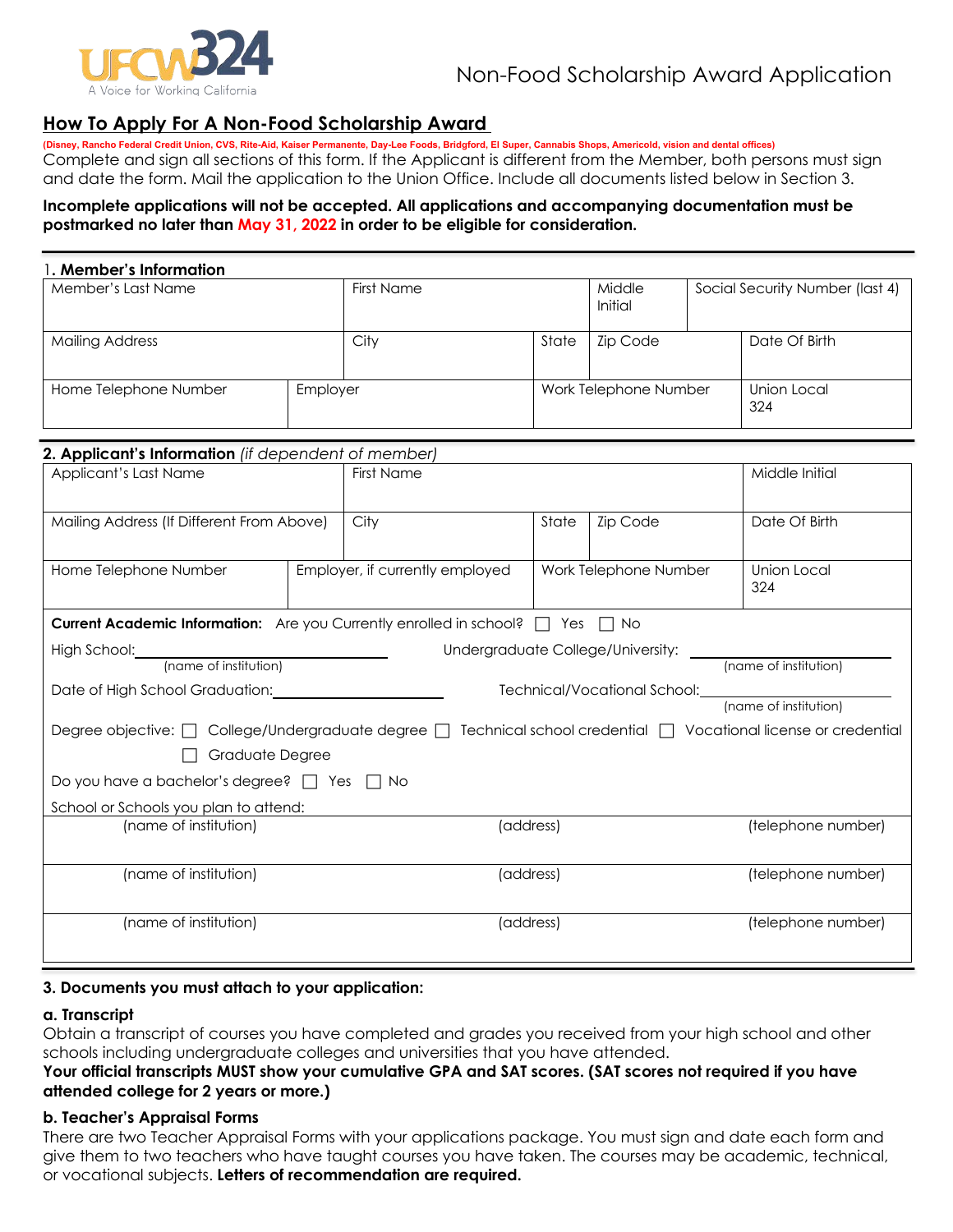UFCW 324
A Voice for Working California

Non-Food Scholarship Award Application

## How To Apply For A Non-Food Scholarship Award

**(Disney, Rancho Federal Credit Union, CVS, Rite-Aid, Kaiser Permanente, Day-Lee Foods, Bridgford, El Super, Cannabis Shops, Americold, vision and dental offices)**

Complete and sign all sections of this form. If the Applicant is different from the Member, both persons must sign and date the form. Mail the application to the Union Office. Include all documents listed below in Section 3.

**Incomplete applications will not be accepted. All applications and accompanying documentation must be postmarked no later than May 31, 2022 in order to be eligible for consideration.**

### 1. Member's Information

| Member's Last Name | First Name | | Middle Initial | Social Security Number (last 4) |
|---|---|---|---|---|
| Mailing Address | City | State | Zip Code | Date Of Birth |
| Home Telephone Number | Employer | | Work Telephone Number | Union Local 324 |

### 2. Applicant's Information *(if dependent of member)*

| Applicant's Last Name | First Name | | | Middle Initial |
|---|---|---|---|---|
| Mailing Address (If Different From Above) | City | State | Zip Code | Date Of Birth |
| Home Telephone Number | Employer, if currently employed | | Work Telephone Number | Union Local 324 |

**Current Academic Information:** Are you Currently enrolled in school? ☐ Yes ☐ No

High School: ______________________ (name of institution)

Undergraduate College/University: ______________________ (name of institution)

Date of High School Graduation: ______________________

Technical/Vocational School: ______________________ (name of institution)

Degree objective: ☐ College/Undergraduate degree ☐ Technical school credential ☐ Vocational license or credential ☐ Graduate Degree

Do you have a bachelor's degree? ☐ Yes ☐ No

School or Schools you plan to attend:

| (name of institution) | (address) | (telephone number) |
|---|---|---|
| (name of institution) | (address) | (telephone number) |
| (name of institution) | (address) | (telephone number) |

### 3. Documents you must attach to your application:

**a. Transcript**

Obtain a transcript of courses you have completed and grades you received from your high school and other schools including undergraduate colleges and universities that you have attended.

**Your official transcripts MUST show your cumulative GPA and SAT scores. (SAT scores not required if you have attended college for 2 years or more.)**

**b. Teacher's Appraisal Forms**

There are two Teacher Appraisal Forms with your applications package. You must sign and date each form and give them to two teachers who have taught courses you have taken. The courses may be academic, technical, or vocational subjects. **Letters of recommendation are required.**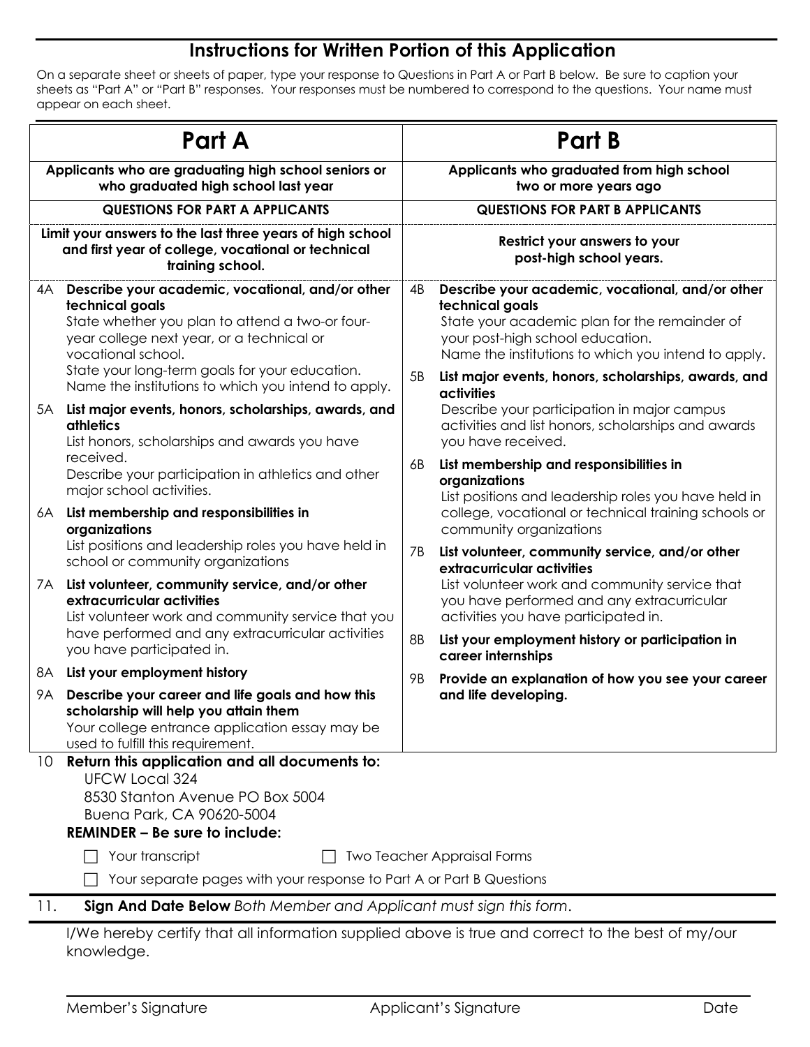## Instructions for Written Portion of this Application

On a separate sheet or sheets of paper, type your response to Questions in Part A or Part B below. Be sure to caption your sheets as "Part A" or "Part B" responses. Your responses must be numbered to correspond to the questions. Your name must appear on each sheet.

## Part A

**Applicants who are graduating high school seniors or who graduated high school last year**

**QUESTIONS FOR PART A APPLICANTS**

**Limit your answers to the last three years of high school and first year of college, vocational or technical training school.**

4A **Describe your academic, vocational, and/or other technical goals**
State whether you plan to attend a two-or four-year college next year, or a technical or vocational school.
State your long-term goals for your education. Name the institutions to which you intend to apply.

5A **List major events, honors, scholarships, awards, and athletics**
List honors, scholarships and awards you have received.
Describe your participation in athletics and other major school activities.

6A **List membership and responsibilities in organizations**
List positions and leadership roles you have held in school or community organizations

7A **List volunteer, community service, and/or other extracurricular activities**
List volunteer work and community service that you have performed and any extracurricular activities you have participated in.

8A **List your employment history**

9A **Describe your career and life goals and how this scholarship will help you attain them**
Your college entrance application essay may be used to fulfill this requirement.

## Part B

**Applicants who graduated from high school two or more years ago**

**QUESTIONS FOR PART B APPLICANTS**

**Restrict your answers to your post-high school years.**

4B **Describe your academic, vocational, and/or other technical goals**
State your academic plan for the remainder of your post-high school education.
Name the institutions to which you intend to apply.

5B **List major events, honors, scholarships, awards, and activities**
Describe your participation in major campus activities and list honors, scholarships and awards you have received.

6B **List membership and responsibilities in organizations**
List positions and leadership roles you have held in college, vocational or technical training schools or community organizations

7B **List volunteer, community service, and/or other extracurricular activities**
List volunteer work and community service that you have performed and any extracurricular activities you have participated in.

8B **List your employment history or participation in career internships**

9B **Provide an explanation of how you see your career and life developing.**

10 **Return this application and all documents to:**
UFCW Local 324
8530 Stanton Avenue PO Box 5004
Buena Park, CA 90620-5004

**REMINDER – Be sure to include:**

- ☐ Your transcript
- ☐ Two Teacher Appraisal Forms
- ☐ Your separate pages with your response to Part A or Part B Questions

11. **Sign And Date Below** *Both Member and Applicant must sign this form.*

I/We hereby certify that all information supplied above is true and correct to the best of my/our knowledge.

Member's Signature Applicant's Signature Date